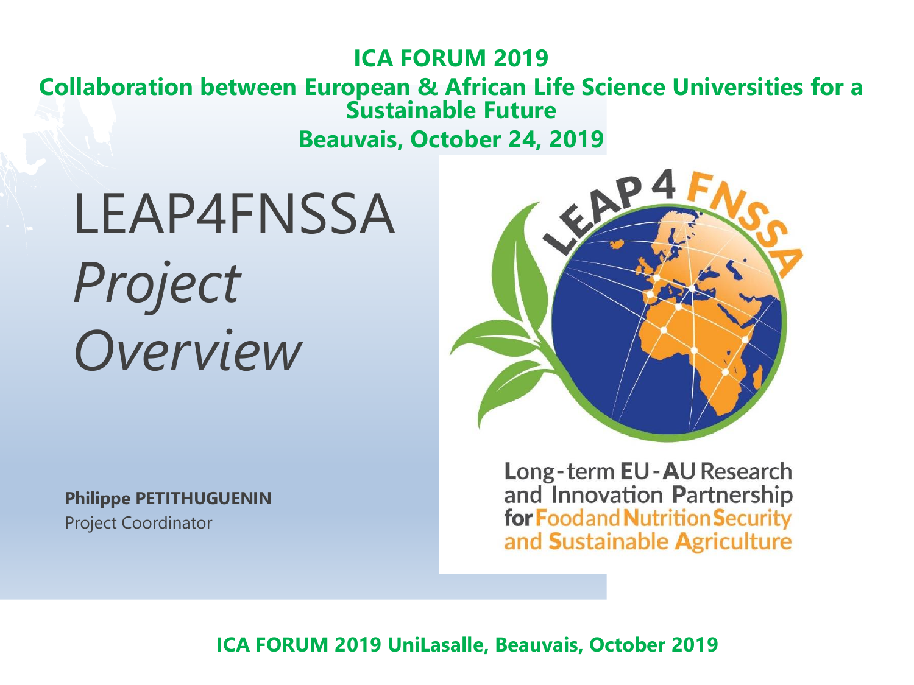**ICA FORUM 2019**

**Collaboration between European & African Life Science Universities for a Sustainable Future**

**Beauvais, October 24, 2019**

# LEAP4FNSSA *Project Overview*

Long-term EU-AU Research and Innovation Partnership for Food and Nutrition Security and Sustainable Agriculture

**Philippe PETITHUGUENIN**

Project Coordinator

**ICA FORUM 2019 UniLasalle, Beauvais, October 2019**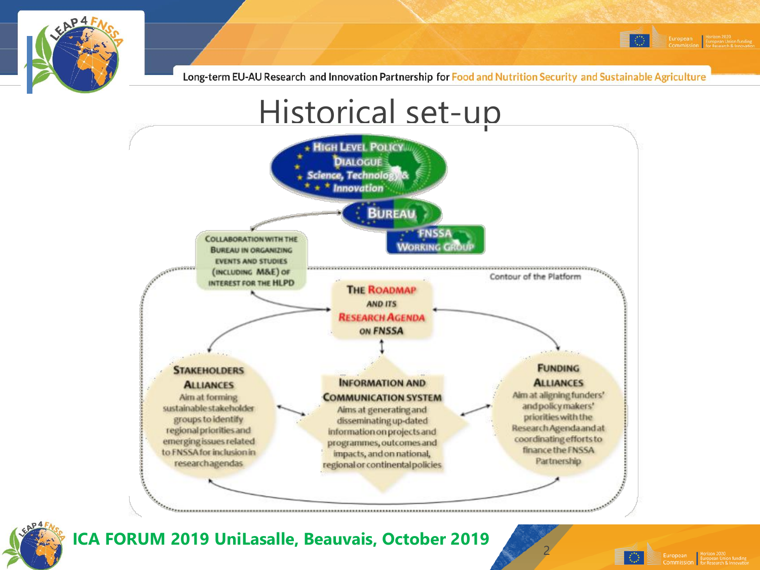# Historical set-up

HIGH LEVEL POLICY DIALOGUE Science, Technology & Innovation

BUREAU

FNSSA WORKING GROUP

COLLABORATION WITH THE BUREAU IN ORGANIZING EVENTS AND STUDIES (INCLUDING M&E) OF INTEREST FOR THE HLPD

Contour of the Platform

THE ROADMAP AND ITS RESEARCH AGENDA ON FNSSA

STAKEHOLDERS ALLIANCES
Aim at forming sustainable stakeholder groups to identify regional priorities and emerging issues related to FNSSA for inclusion in research agendas

INFORMATION AND COMMUNICATION SYSTEM
Aims at generating and disseminating up-dated information on projects and programmes, outcomes and impacts, and on national, regional or continental policies

FUNDING ALLIANCES
Aim at aligning funders' and policy makers' priorities with the Research Agenda and at coordinating efforts to finance the FNSSA Partnership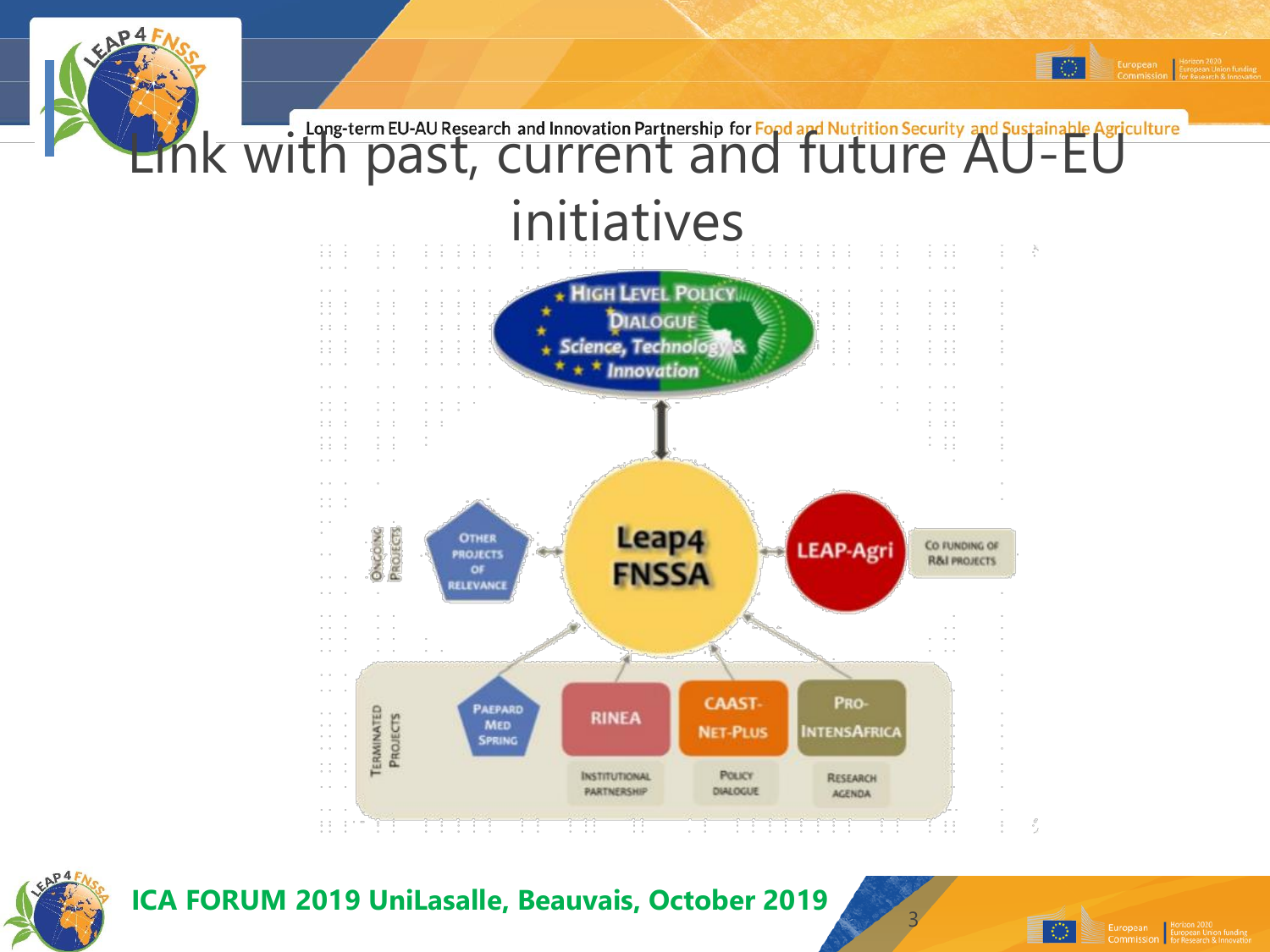# Link with past, current and future AU-EU initiatives

- High Level Policy Dialogue Science, Technology & Innovation
- Leap4 FNSSA
- LEAP-Agri — Co funding of R&I projects
- Ongoing projects: Other projects of relevance
- Terminated projects:
  - PAEPARD MED SPRING
  - RINEA — Institutional partnership
  - CAAST-NET-PLUS — Policy dialogue
  - PRO-INTENSAFRICA — Research agenda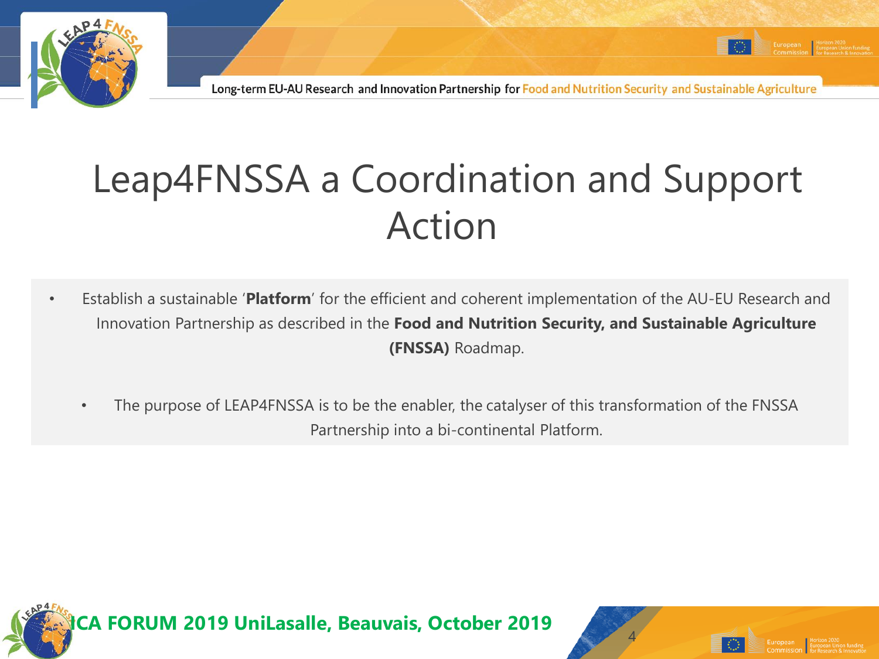# Leap4FNSSA a Coordination and Support Action

- Establish a sustainable '**Platform**' for the efficient and coherent implementation of the AU-EU Research and Innovation Partnership as described in the **Food and Nutrition Security, and Sustainable Agriculture (FNSSA)** Roadmap.

  - The purpose of LEAP4FNSSA is to be the enabler, the catalyser of this transformation of the FNSSA Partnership into a bi-continental Platform.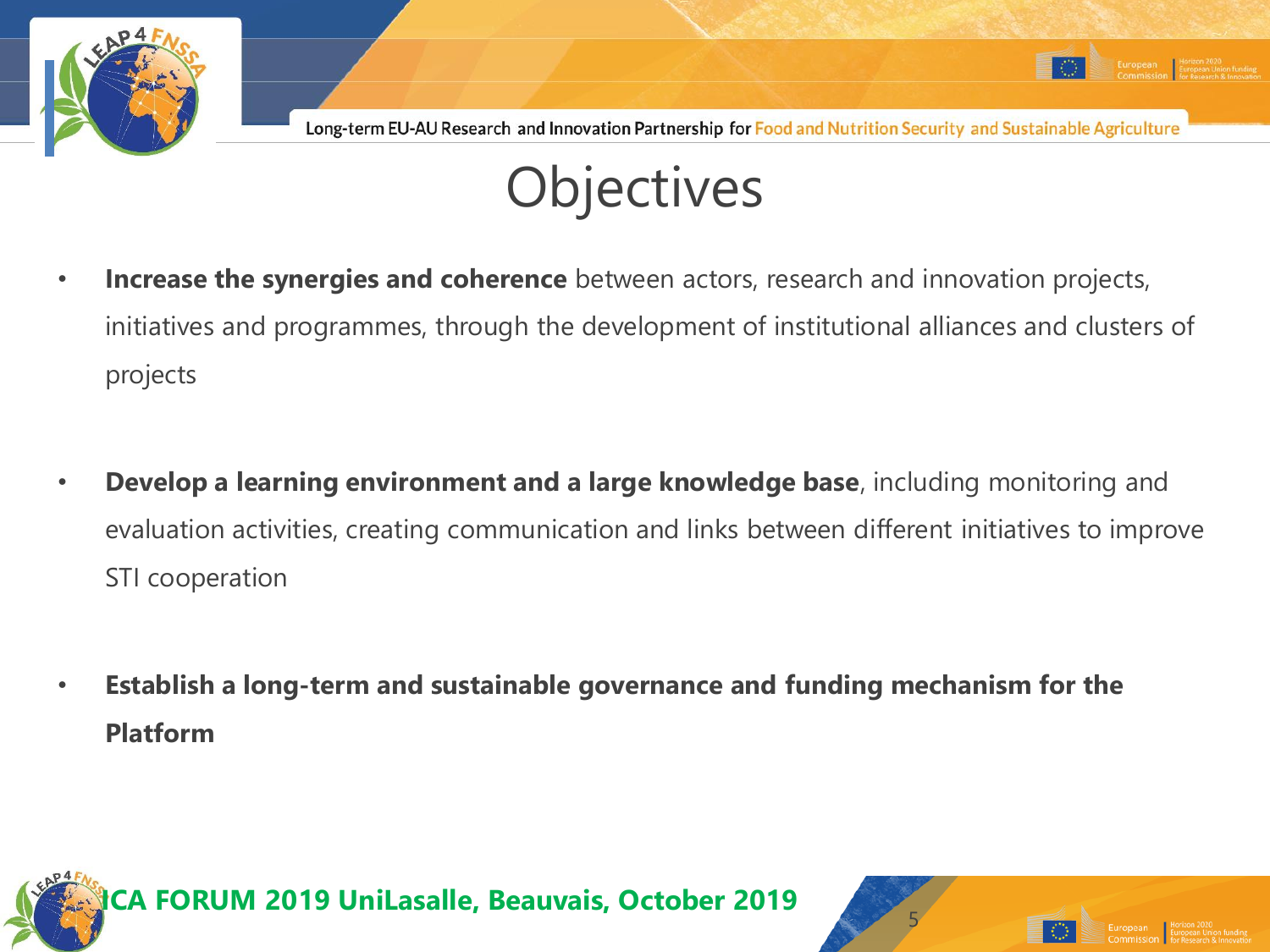# Objectives

- **Increase the synergies and coherence** between actors, research and innovation projects, initiatives and programmes, through the development of institutional alliances and clusters of projects

- **Develop a learning environment and a large knowledge base**, including monitoring and evaluation activities, creating communication and links between different initiatives to improve STI cooperation

- **Establish a long-term and sustainable governance and funding mechanism for the Platform**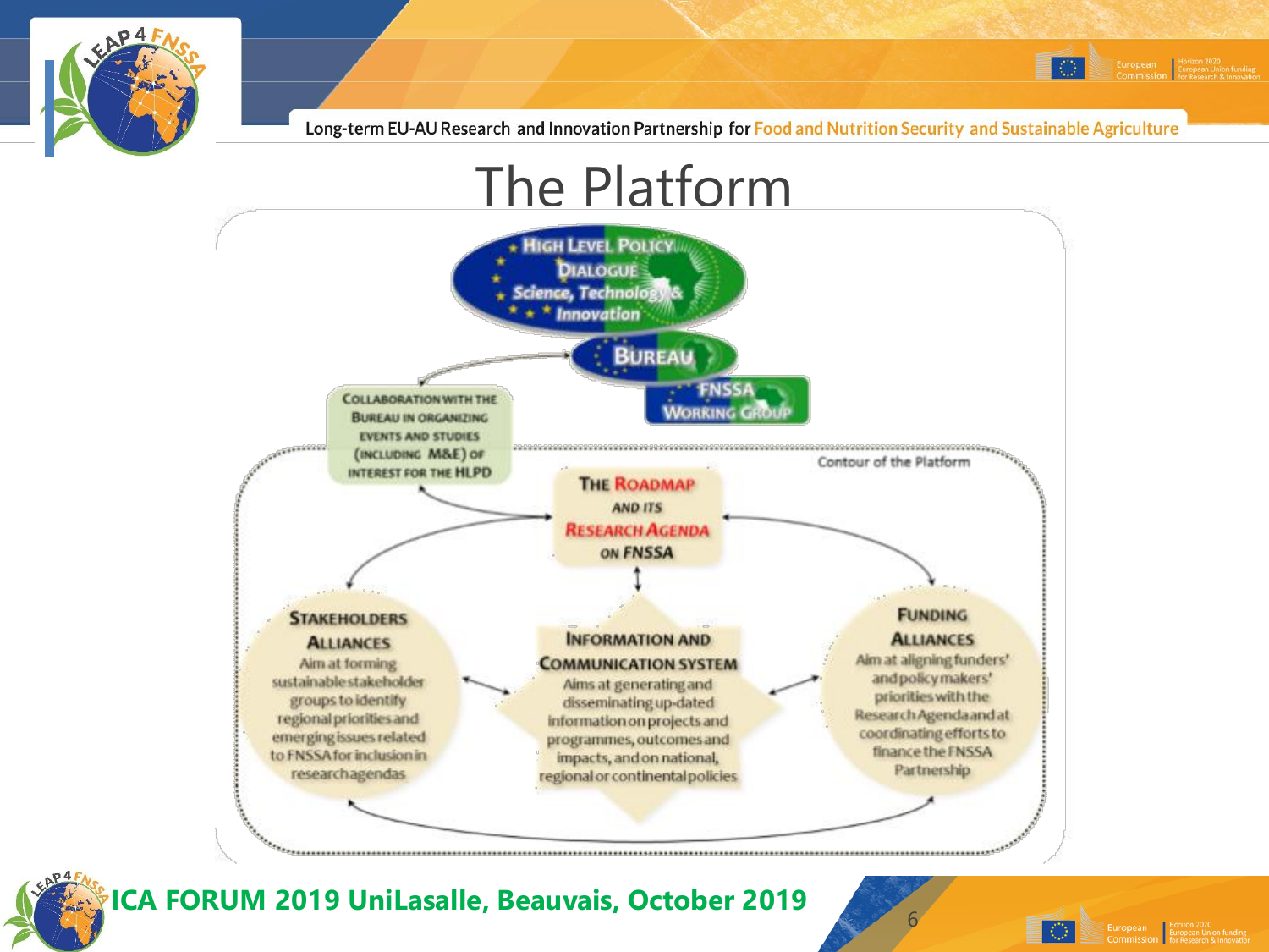Long-term EU-AU Research and Innovation Partnership for Food and Nutrition Security and Sustainable Agriculture

# The Platform

High Level Policy Dialogue Science, Technology & Innovation

Bureau

FNSSA Working Group

Collaboration with the Bureau in organizing events and studies (including M&E) of interest for the HLPD

Contour of the Platform

The Roadmap and its Research Agenda on FNSSA

**Stakeholders Alliances**
Aim at forming sustainable stakeholder groups to identify regional priorities and emerging issues related to FNSSA for inclusion in research agendas

**Information and Communication System**
Aims at generating and disseminating up-dated information on projects and programmes, outcomes and impacts, and on national, regional or continental policies

**Funding Alliances**
Aim at aligning funders' and policy makers' priorities with the Research Agenda and at coordinating efforts to finance the FNSSA Partnership

ICA FORUM 2019 UniLasalle, Beauvais, October 2019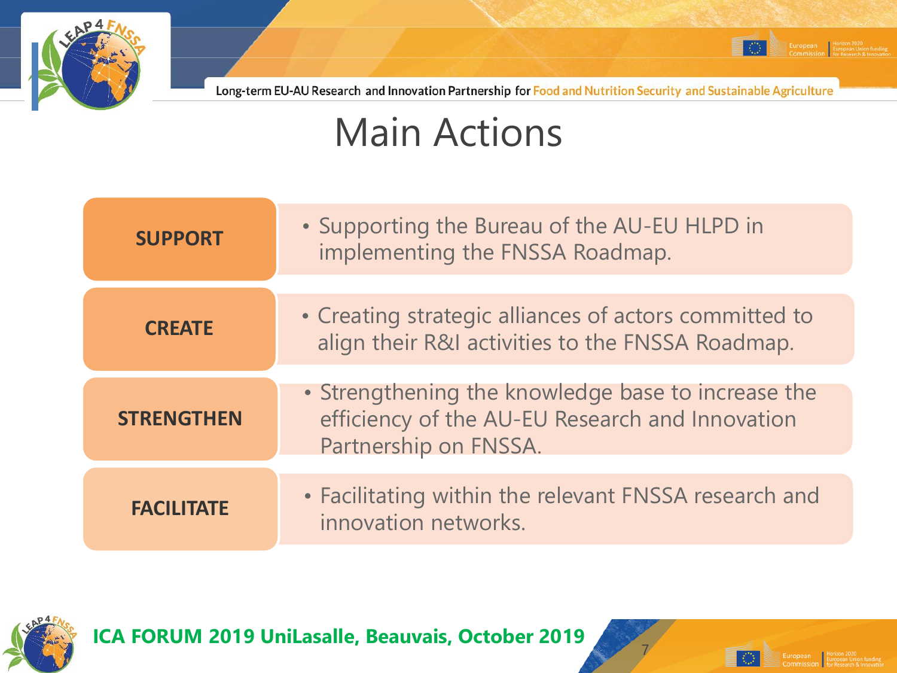# Main Actions

| | |
|---|---|
| **SUPPORT** | • Supporting the Bureau of the AU-EU HLPD in implementing the FNSSA Roadmap. |
| **CREATE** | • Creating strategic alliances of actors committed to align their R&I activities to the FNSSA Roadmap. |
| **STRENGTHEN** | • Strengthening the knowledge base to increase the efficiency of the AU-EU Research and Innovation Partnership on FNSSA. |
| **FACILITATE** | • Facilitating within the relevant FNSSA research and innovation networks. |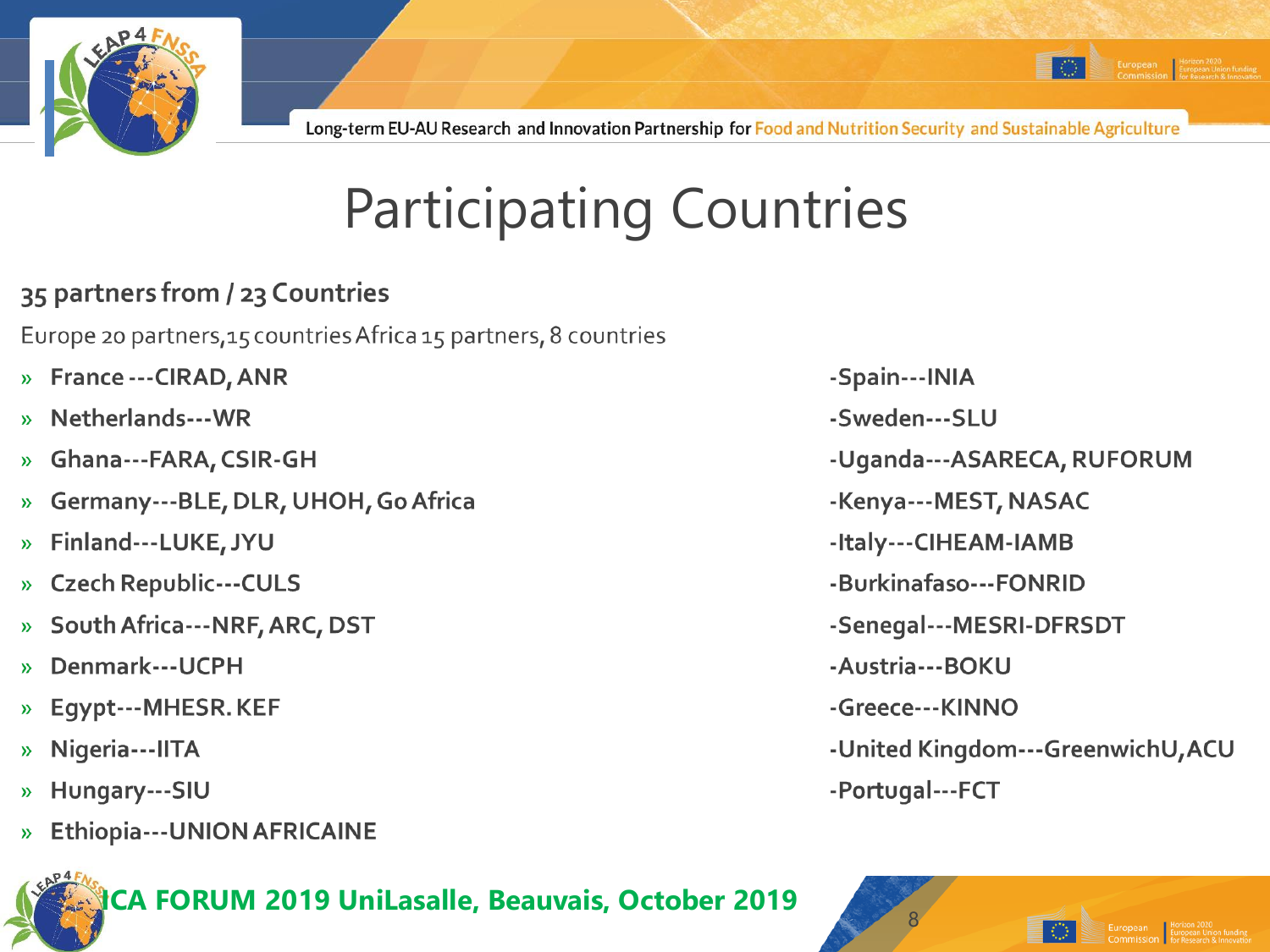# Participating Countries

**35 partners from / 23 Countries**

Europe 20 partners,15 countries Africa 15 partners, 8 countries

- **France ---CIRAD, ANR**
- **Netherlands---WR**
- **Ghana---FARA, CSIR-GH**
- **Germany---BLE, DLR, UHOH, Go Africa**
- **Finland---LUKE, JYU**
- **Czech Republic---CULS**
- **South Africa---NRF, ARC, DST**
- **Denmark---UCPH**
- **Egypt---MHESR. KEF**
- **Nigeria---IITA**
- **Hungary---SIU**
- **Ethiopia---UNION AFRICAINE**

**-Spain---INIA**

**-Sweden---SLU**

**-Uganda---ASARECA, RUFORUM**

**-Kenya---MEST, NASAC**

**-Italy---CIHEAM-IAMB**

**-Burkinafaso---FONRID**

**-Senegal---MESRI-DFRSDT**

**-Austria---BOKU**

**-Greece---KINNO**

**-United Kingdom---GreenwichU,ACU**

**-Portugal---FCT**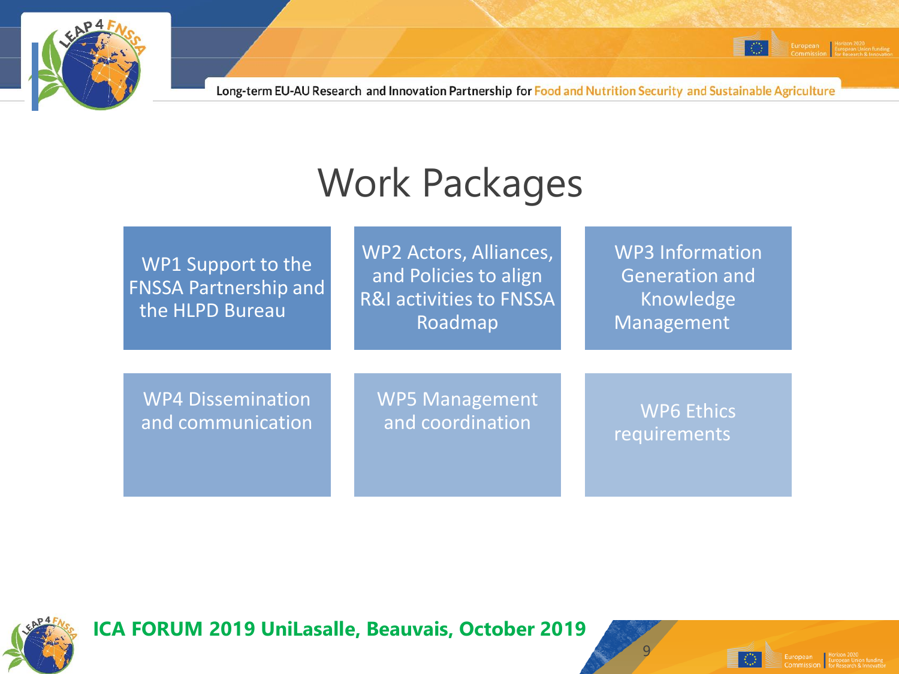# Work Packages

- WP1 Support to the FNSSA Partnership and the HLPD Bureau
- WP2 Actors, Alliances, and Policies to align R&I activities to FNSSA Roadmap
- WP3 Information Generation and Knowledge Management
- WP4 Dissemination and communication
- WP5 Management and coordination
- WP6 Ethics requirements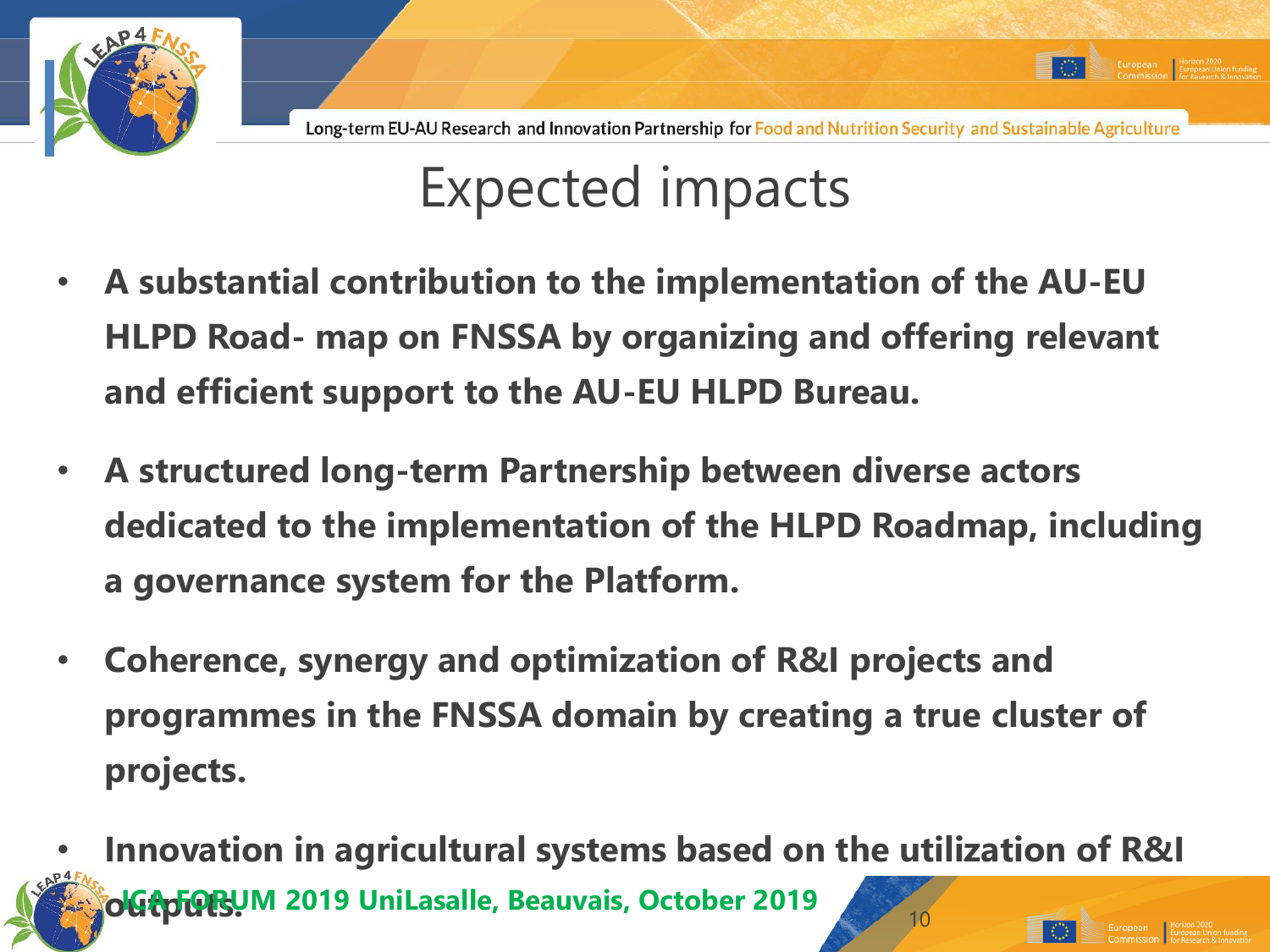# Expected impacts

- **A substantial contribution to the implementation of the AU-EU HLPD Road- map on FNSSA by organizing and offering relevant and efficient support to the AU-EU HLPD Bureau.**
- **A structured long-term Partnership between diverse actors dedicated to the implementation of the HLPD Roadmap, including a governance system for the Platform.**
- **Coherence, synergy and optimization of R&I projects and programmes in the FNSSA domain by creating a true cluster of projects.**
- **Innovation in agricultural systems based on the utilization of R&I outputs.**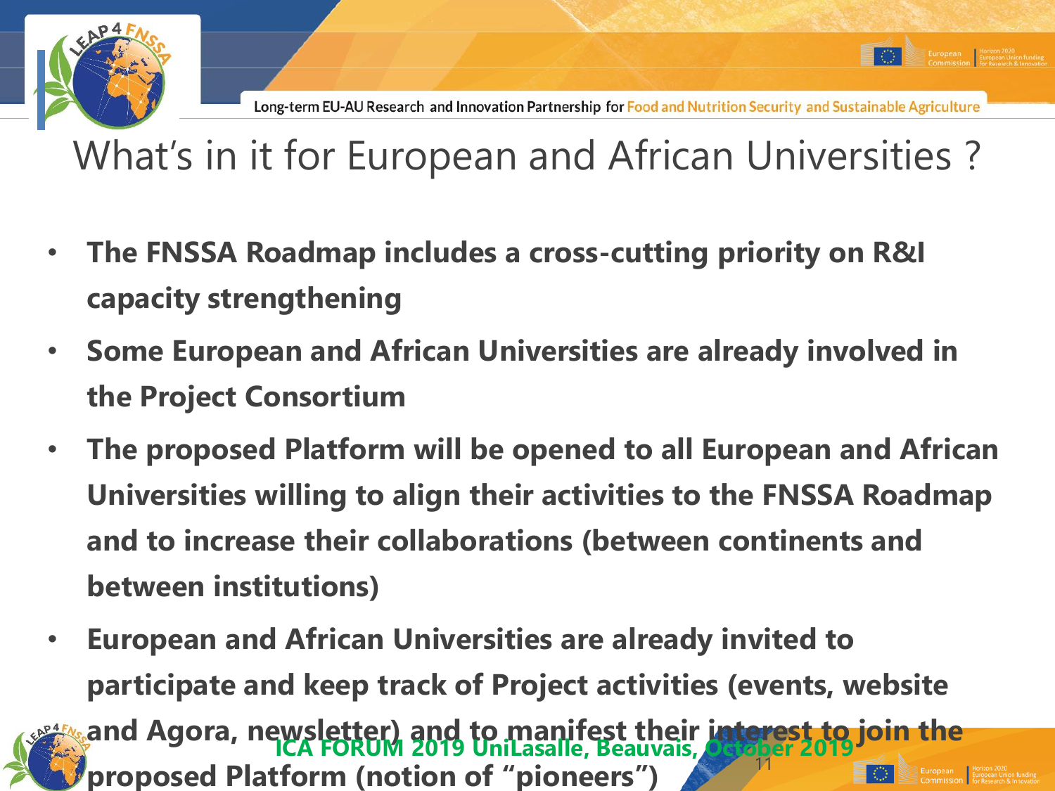# What's in it for European and African Universities ?

- **The FNSSA Roadmap includes a cross-cutting priority on R&I capacity strengthening**
- **Some European and African Universities are already involved in the Project Consortium**
- **The proposed Platform will be opened to all European and African Universities willing to align their activities to the FNSSA Roadmap and to increase their collaborations (between continents and between institutions)**
- **European and African Universities are already invited to participate and keep track of Project activities (events, website and Agora, newsletter) and to manifest their interest to join the proposed Platform (notion of "pioneers")**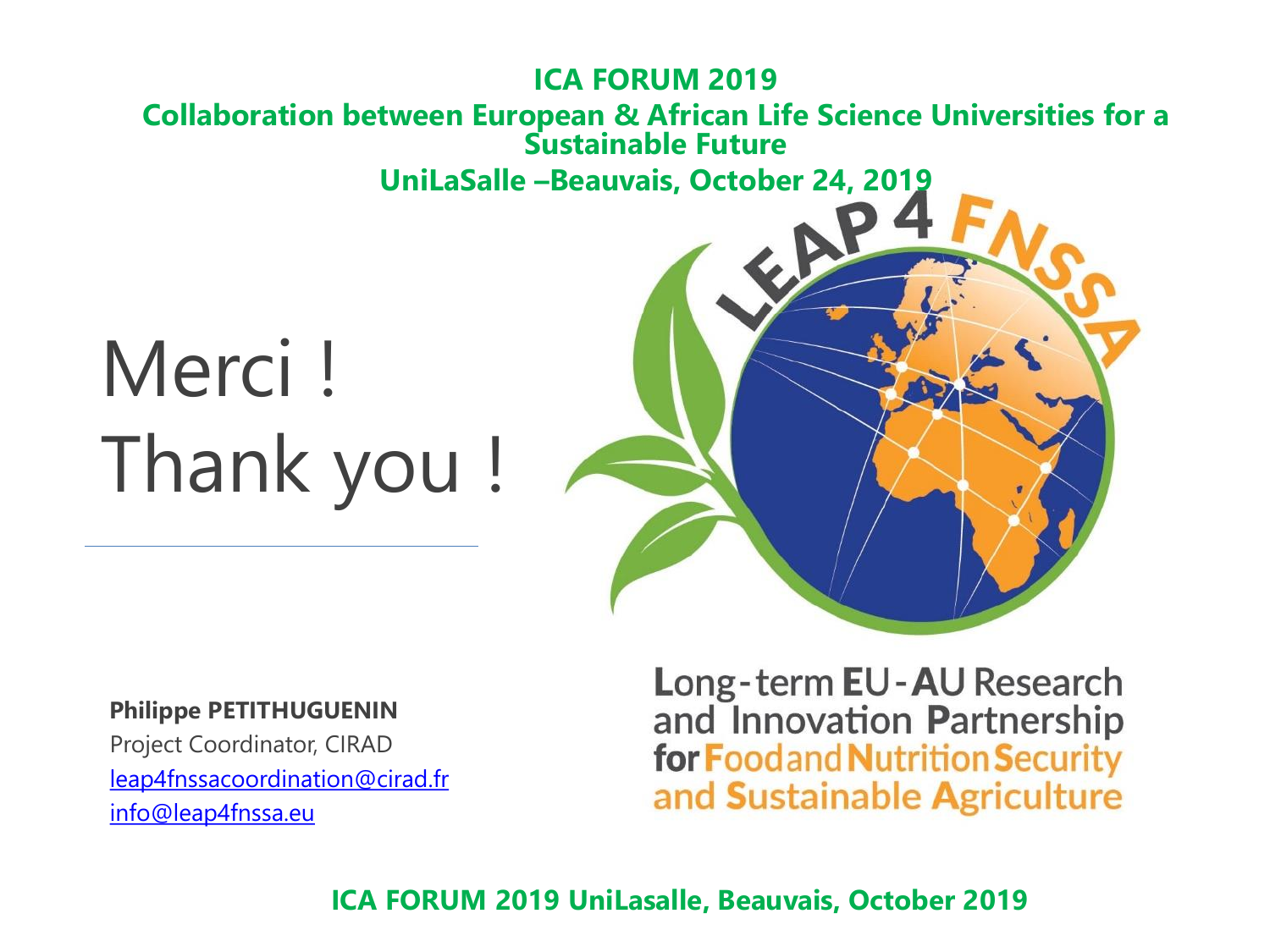**ICA FORUM 2019**
**Collaboration between European & African Life Science Universities for a Sustainable Future**
**UniLaSalle –Beauvais, October 24, 2019**

# Merci !
# Thank you !

LEAP 4 FNSSA

Long-term EU-AU Research and Innovation Partnership for Food and Nutrition Security and Sustainable Agriculture

**Philippe PETITHUGUENIN**
Project Coordinator, CIRAD
leap4fnssacoordination@cirad.fr
info@leap4fnssa.eu

**ICA FORUM 2019 UniLasalle, Beauvais, October 2019**